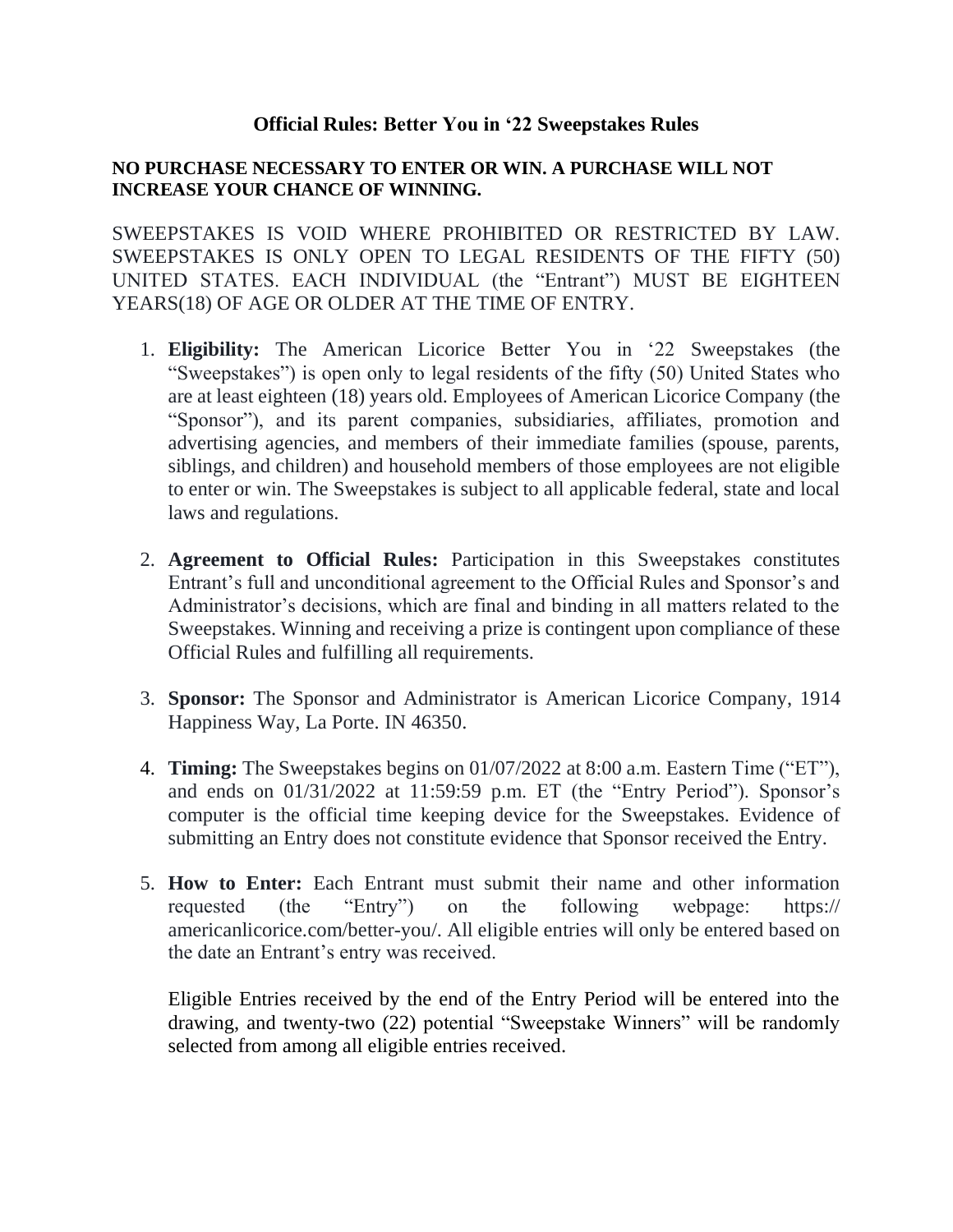# Official Rules: Better You in '22 Sweepstakes Rules

**NO PURCHASE NECESSARY TO ENTER OR WIN. A PURCHASE WILL NOT INCREASE YOUR CHANCE OF WINNING.**

SWEEPSTAKES IS VOID WHERE PROHIBITED OR RESTRICTED BY LAW. SWEEPSTAKES IS ONLY OPEN TO LEGAL RESIDENTS OF THE FIFTY (50) UNITED STATES. EACH INDIVIDUAL (the "Entrant") MUST BE EIGHTEEN YEARS(18) OF AGE OR OLDER AT THE TIME OF ENTRY.

1. **Eligibility:** The American Licorice Better You in '22 Sweepstakes (the "Sweepstakes") is open only to legal residents of the fifty (50) United States who are at least eighteen (18) years old. Employees of American Licorice Company (the "Sponsor"), and its parent companies, subsidiaries, affiliates, promotion and advertising agencies, and members of their immediate families (spouse, parents, siblings, and children) and household members of those employees are not eligible to enter or win. The Sweepstakes is subject to all applicable federal, state and local laws and regulations.

2. **Agreement to Official Rules:** Participation in this Sweepstakes constitutes Entrant's full and unconditional agreement to the Official Rules and Sponsor's and Administrator's decisions, which are final and binding in all matters related to the Sweepstakes. Winning and receiving a prize is contingent upon compliance of these Official Rules and fulfilling all requirements.

3. **Sponsor:** The Sponsor and Administrator is American Licorice Company, 1914 Happiness Way, La Porte. IN 46350.

4. **Timing:** The Sweepstakes begins on 01/07/2022 at 8:00 a.m. Eastern Time ("ET"), and ends on 01/31/2022 at 11:59:59 p.m. ET (the "Entry Period"). Sponsor's computer is the official time keeping device for the Sweepstakes. Evidence of submitting an Entry does not constitute evidence that Sponsor received the Entry.

5. **How to Enter:** Each Entrant must submit their name and other information requested (the "Entry") on the following webpage: https:// americanlicorice.com/better-you/. All eligible entries will only be entered based on the date an Entrant's entry was received.

   Eligible Entries received by the end of the Entry Period will be entered into the drawing, and twenty-two (22) potential "Sweepstake Winners" will be randomly selected from among all eligible entries received.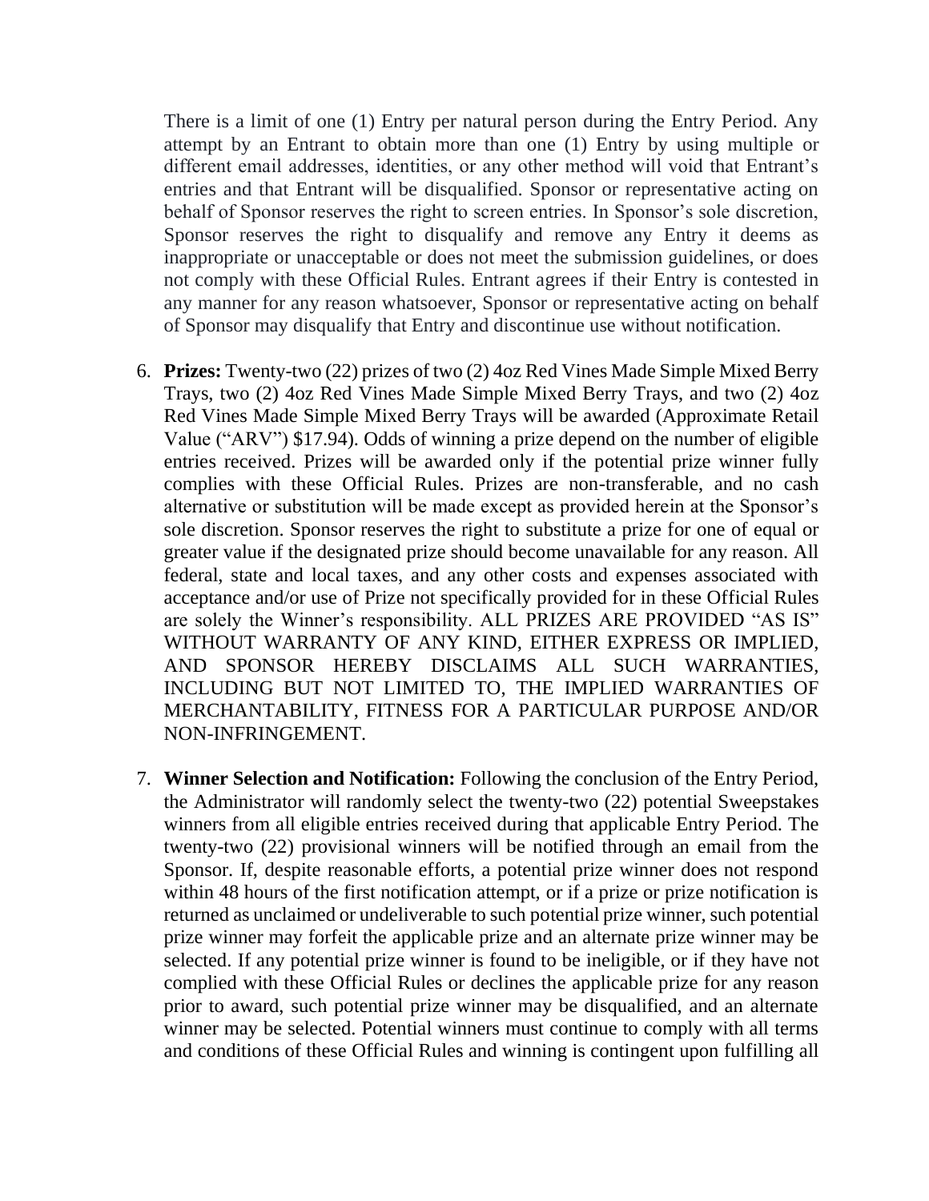There is a limit of one (1) Entry per natural person during the Entry Period. Any attempt by an Entrant to obtain more than one (1) Entry by using multiple or different email addresses, identities, or any other method will void that Entrant's entries and that Entrant will be disqualified. Sponsor or representative acting on behalf of Sponsor reserves the right to screen entries. In Sponsor's sole discretion, Sponsor reserves the right to disqualify and remove any Entry it deems as inappropriate or unacceptable or does not meet the submission guidelines, or does not comply with these Official Rules. Entrant agrees if their Entry is contested in any manner for any reason whatsoever, Sponsor or representative acting on behalf of Sponsor may disqualify that Entry and discontinue use without notification.

6. **Prizes:** Twenty-two (22) prizes of two (2) 4oz Red Vines Made Simple Mixed Berry Trays, two (2) 4oz Red Vines Made Simple Mixed Berry Trays, and two (2) 4oz Red Vines Made Simple Mixed Berry Trays will be awarded (Approximate Retail Value ("ARV") $17.94). Odds of winning a prize depend on the number of eligible entries received. Prizes will be awarded only if the potential prize winner fully complies with these Official Rules. Prizes are non-transferable, and no cash alternative or substitution will be made except as provided herein at the Sponsor's sole discretion. Sponsor reserves the right to substitute a prize for one of equal or greater value if the designated prize should become unavailable for any reason. All federal, state and local taxes, and any other costs and expenses associated with acceptance and/or use of Prize not specifically provided for in these Official Rules are solely the Winner's responsibility. ALL PRIZES ARE PROVIDED "AS IS" WITHOUT WARRANTY OF ANY KIND, EITHER EXPRESS OR IMPLIED, AND SPONSOR HEREBY DISCLAIMS ALL SUCH WARRANTIES, INCLUDING BUT NOT LIMITED TO, THE IMPLIED WARRANTIES OF MERCHANTABILITY, FITNESS FOR A PARTICULAR PURPOSE AND/OR NON-INFRINGEMENT.

7. **Winner Selection and Notification:** Following the conclusion of the Entry Period, the Administrator will randomly select the twenty-two (22) potential Sweepstakes winners from all eligible entries received during that applicable Entry Period. The twenty-two (22) provisional winners will be notified through an email from the Sponsor. If, despite reasonable efforts, a potential prize winner does not respond within 48 hours of the first notification attempt, or if a prize or prize notification is returned as unclaimed or undeliverable to such potential prize winner, such potential prize winner may forfeit the applicable prize and an alternate prize winner may be selected. If any potential prize winner is found to be ineligible, or if they have not complied with these Official Rules or declines the applicable prize for any reason prior to award, such potential prize winner may be disqualified, and an alternate winner may be selected. Potential winners must continue to comply with all terms and conditions of these Official Rules and winning is contingent upon fulfilling all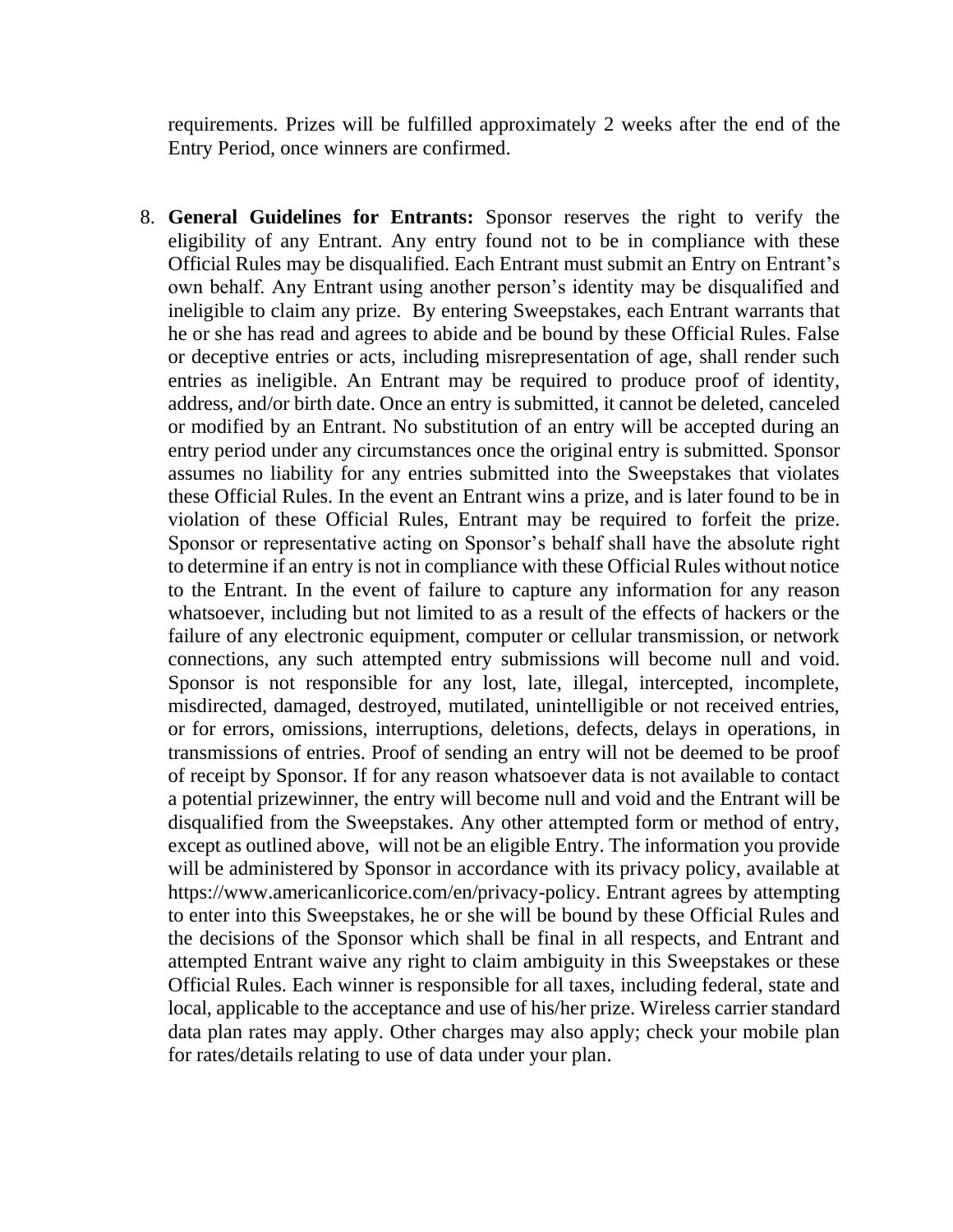requirements. Prizes will be fulfilled approximately 2 weeks after the end of the Entry Period, once winners are confirmed.

8. **General Guidelines for Entrants:** Sponsor reserves the right to verify the eligibility of any Entrant. Any entry found not to be in compliance with these Official Rules may be disqualified. Each Entrant must submit an Entry on Entrant's own behalf. Any Entrant using another person's identity may be disqualified and ineligible to claim any prize. By entering Sweepstakes, each Entrant warrants that he or she has read and agrees to abide and be bound by these Official Rules. False or deceptive entries or acts, including misrepresentation of age, shall render such entries as ineligible. An Entrant may be required to produce proof of identity, address, and/or birth date. Once an entry is submitted, it cannot be deleted, canceled or modified by an Entrant. No substitution of an entry will be accepted during an entry period under any circumstances once the original entry is submitted. Sponsor assumes no liability for any entries submitted into the Sweepstakes that violates these Official Rules. In the event an Entrant wins a prize, and is later found to be in violation of these Official Rules, Entrant may be required to forfeit the prize. Sponsor or representative acting on Sponsor's behalf shall have the absolute right to determine if an entry is not in compliance with these Official Rules without notice to the Entrant. In the event of failure to capture any information for any reason whatsoever, including but not limited to as a result of the effects of hackers or the failure of any electronic equipment, computer or cellular transmission, or network connections, any such attempted entry submissions will become null and void. Sponsor is not responsible for any lost, late, illegal, intercepted, incomplete, misdirected, damaged, destroyed, mutilated, unintelligible or not received entries, or for errors, omissions, interruptions, deletions, defects, delays in operations, in transmissions of entries. Proof of sending an entry will not be deemed to be proof of receipt by Sponsor. If for any reason whatsoever data is not available to contact a potential prizewinner, the entry will become null and void and the Entrant will be disqualified from the Sweepstakes. Any other attempted form or method of entry, except as outlined above, will not be an eligible Entry. The information you provide will be administered by Sponsor in accordance with its privacy policy, available at https://www.americanlicorice.com/en/privacy-policy. Entrant agrees by attempting to enter into this Sweepstakes, he or she will be bound by these Official Rules and the decisions of the Sponsor which shall be final in all respects, and Entrant and attempted Entrant waive any right to claim ambiguity in this Sweepstakes or these Official Rules. Each winner is responsible for all taxes, including federal, state and local, applicable to the acceptance and use of his/her prize. Wireless carrier standard data plan rates may apply. Other charges may also apply; check your mobile plan for rates/details relating to use of data under your plan.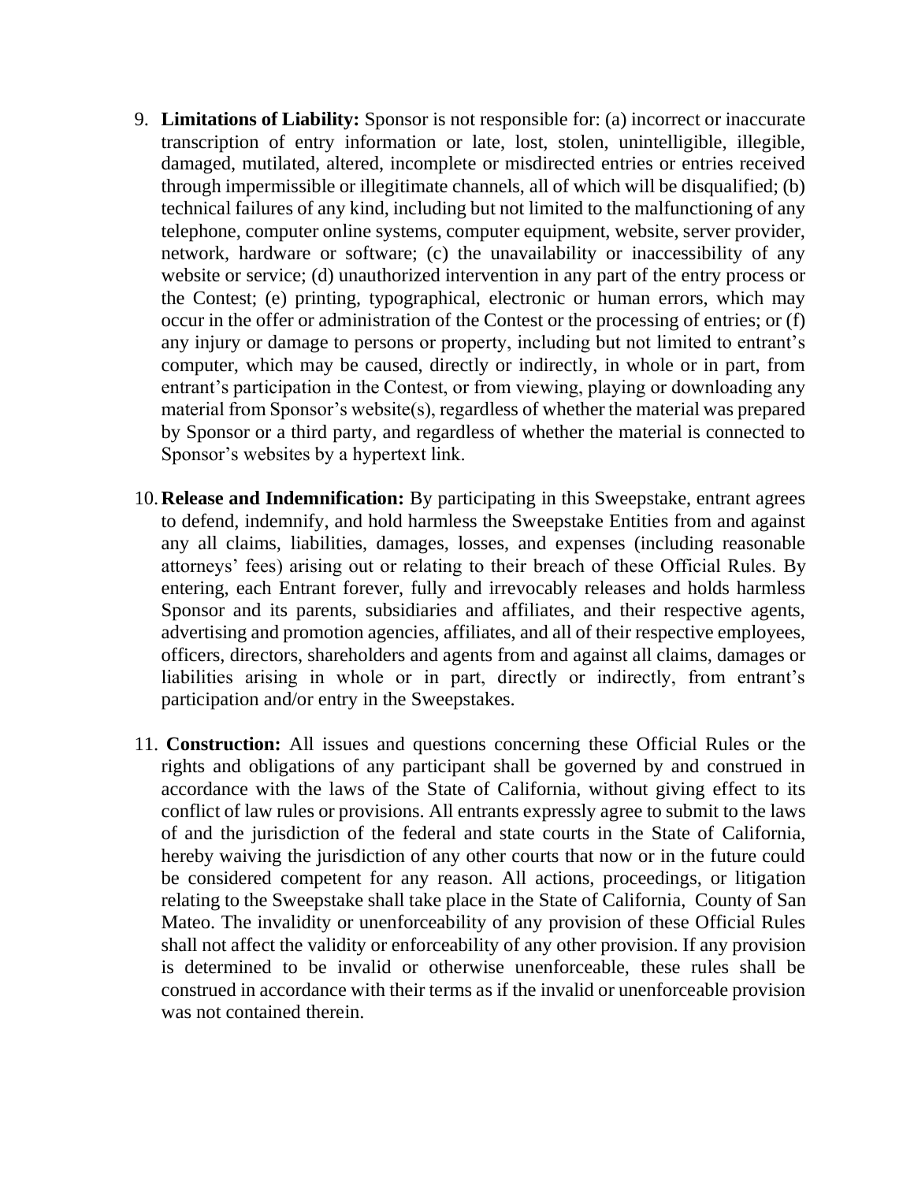9. **Limitations of Liability:** Sponsor is not responsible for: (a) incorrect or inaccurate transcription of entry information or late, lost, stolen, unintelligible, illegible, damaged, mutilated, altered, incomplete or misdirected entries or entries received through impermissible or illegitimate channels, all of which will be disqualified; (b) technical failures of any kind, including but not limited to the malfunctioning of any telephone, computer online systems, computer equipment, website, server provider, network, hardware or software; (c) the unavailability or inaccessibility of any website or service; (d) unauthorized intervention in any part of the entry process or the Contest; (e) printing, typographical, electronic or human errors, which may occur in the offer or administration of the Contest or the processing of entries; or (f) any injury or damage to persons or property, including but not limited to entrant's computer, which may be caused, directly or indirectly, in whole or in part, from entrant's participation in the Contest, or from viewing, playing or downloading any material from Sponsor's website(s), regardless of whether the material was prepared by Sponsor or a third party, and regardless of whether the material is connected to Sponsor's websites by a hypertext link.

10. **Release and Indemnification:** By participating in this Sweepstake, entrant agrees to defend, indemnify, and hold harmless the Sweepstake Entities from and against any all claims, liabilities, damages, losses, and expenses (including reasonable attorneys' fees) arising out or relating to their breach of these Official Rules. By entering, each Entrant forever, fully and irrevocably releases and holds harmless Sponsor and its parents, subsidiaries and affiliates, and their respective agents, advertising and promotion agencies, affiliates, and all of their respective employees, officers, directors, shareholders and agents from and against all claims, damages or liabilities arising in whole or in part, directly or indirectly, from entrant's participation and/or entry in the Sweepstakes.

11. **Construction:** All issues and questions concerning these Official Rules or the rights and obligations of any participant shall be governed by and construed in accordance with the laws of the State of California, without giving effect to its conflict of law rules or provisions. All entrants expressly agree to submit to the laws of and the jurisdiction of the federal and state courts in the State of California, hereby waiving the jurisdiction of any other courts that now or in the future could be considered competent for any reason. All actions, proceedings, or litigation relating to the Sweepstake shall take place in the State of California, County of San Mateo. The invalidity or unenforceability of any provision of these Official Rules shall not affect the validity or enforceability of any other provision. If any provision is determined to be invalid or otherwise unenforceable, these rules shall be construed in accordance with their terms as if the invalid or unenforceable provision was not contained therein.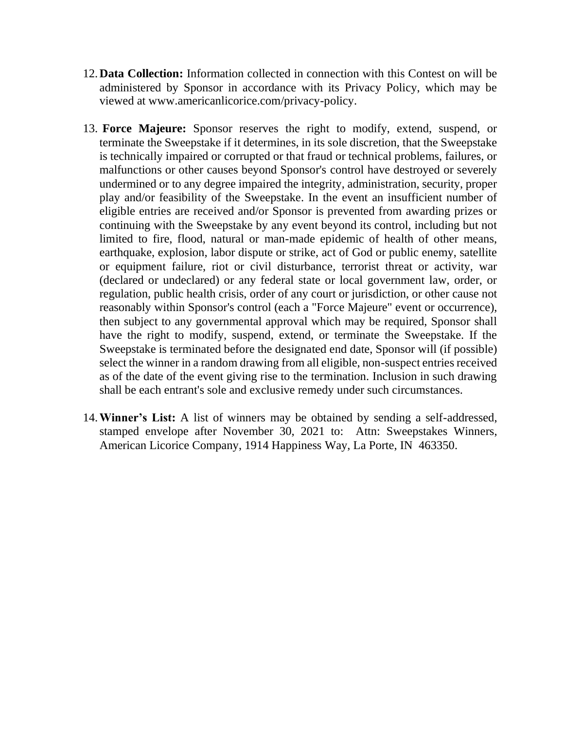12. **Data Collection:** Information collected in connection with this Contest on will be administered by Sponsor in accordance with its Privacy Policy, which may be viewed at www.americanlicorice.com/privacy-policy.

13. **Force Majeure:** Sponsor reserves the right to modify, extend, suspend, or terminate the Sweepstake if it determines, in its sole discretion, that the Sweepstake is technically impaired or corrupted or that fraud or technical problems, failures, or malfunctions or other causes beyond Sponsor's control have destroyed or severely undermined or to any degree impaired the integrity, administration, security, proper play and/or feasibility of the Sweepstake. In the event an insufficient number of eligible entries are received and/or Sponsor is prevented from awarding prizes or continuing with the Sweepstake by any event beyond its control, including but not limited to fire, flood, natural or man-made epidemic of health of other means, earthquake, explosion, labor dispute or strike, act of God or public enemy, satellite or equipment failure, riot or civil disturbance, terrorist threat or activity, war (declared or undeclared) or any federal state or local government law, order, or regulation, public health crisis, order of any court or jurisdiction, or other cause not reasonably within Sponsor's control (each a "Force Majeure" event or occurrence), then subject to any governmental approval which may be required, Sponsor shall have the right to modify, suspend, extend, or terminate the Sweepstake. If the Sweepstake is terminated before the designated end date, Sponsor will (if possible) select the winner in a random drawing from all eligible, non-suspect entries received as of the date of the event giving rise to the termination. Inclusion in such drawing shall be each entrant's sole and exclusive remedy under such circumstances.

14. **Winner's List:** A list of winners may be obtained by sending a self-addressed, stamped envelope after November 30, 2021 to: Attn: Sweepstakes Winners, American Licorice Company, 1914 Happiness Way, La Porte, IN 463350.